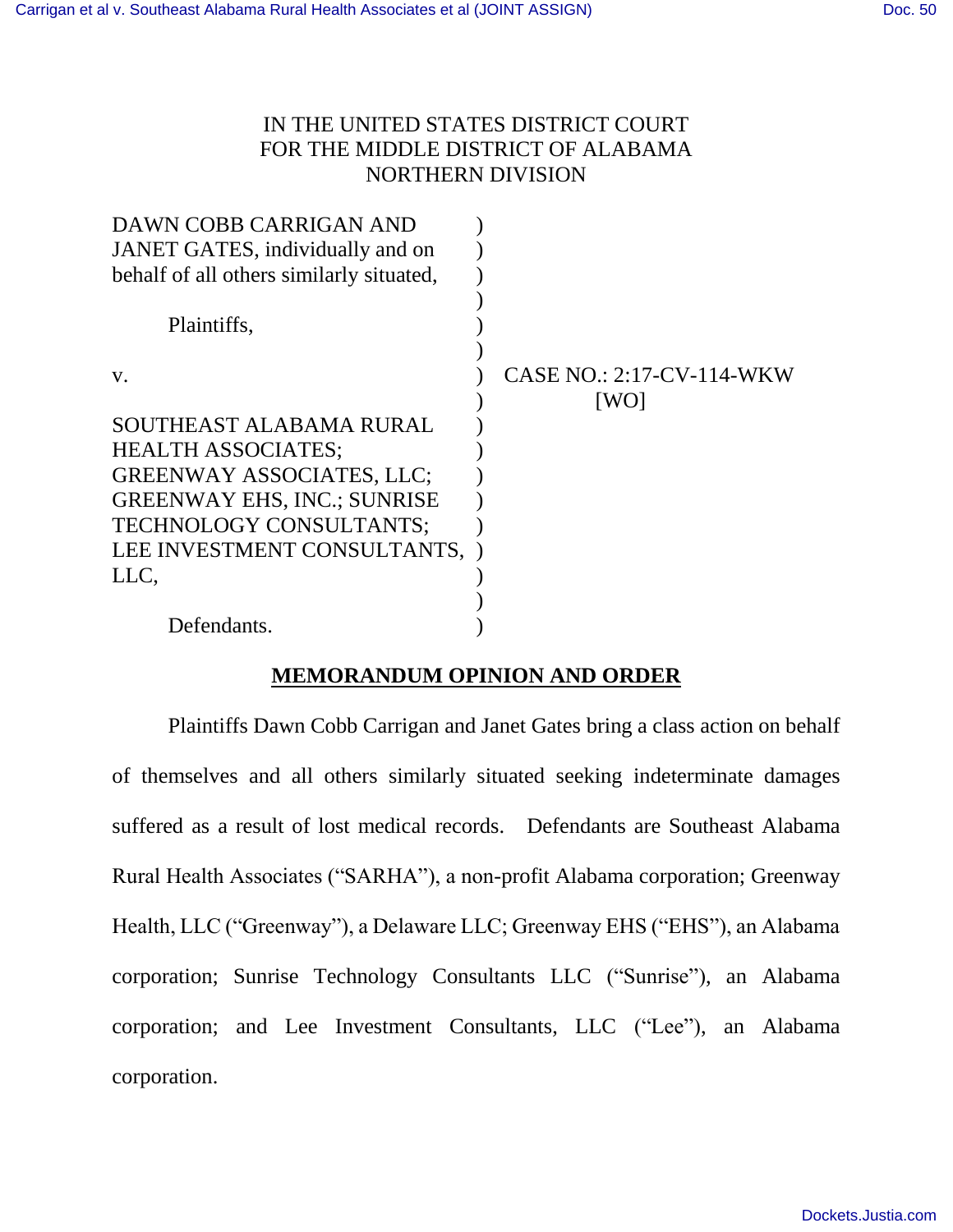IN THE UNITED STATES DISTRICT COURT
FOR THE MIDDLE DISTRICT OF ALABAMA
NORTHERN DIVISION

| | | |
|---|---|---|
| DAWN COBB CARRIGAN AND JANET GATES, individually and on behalf of all others similarly situated, | ) | |
| Plaintiffs, | ) | |
| v. | ) | CASE NO.: 2:17-CV-114-WKW [WO] |
| SOUTHEAST ALABAMA RURAL HEALTH ASSOCIATES; GREENWAY ASSOCIATES, LLC; GREENWAY EHS, INC.; SUNRISE TECHNOLOGY CONSULTANTS; LEE INVESTMENT CONSULTANTS, LLC, | ) | |
| Defendants. | ) | |

## MEMORANDUM OPINION AND ORDER

Plaintiffs Dawn Cobb Carrigan and Janet Gates bring a class action on behalf of themselves and all others similarly situated seeking indeterminate damages suffered as a result of lost medical records. Defendants are Southeast Alabama Rural Health Associates ("SARHA"), a non-profit Alabama corporation; Greenway Health, LLC ("Greenway"), a Delaware LLC; Greenway EHS ("EHS"), an Alabama corporation; Sunrise Technology Consultants LLC ("Sunrise"), an Alabama corporation; and Lee Investment Consultants, LLC ("Lee"), an Alabama corporation.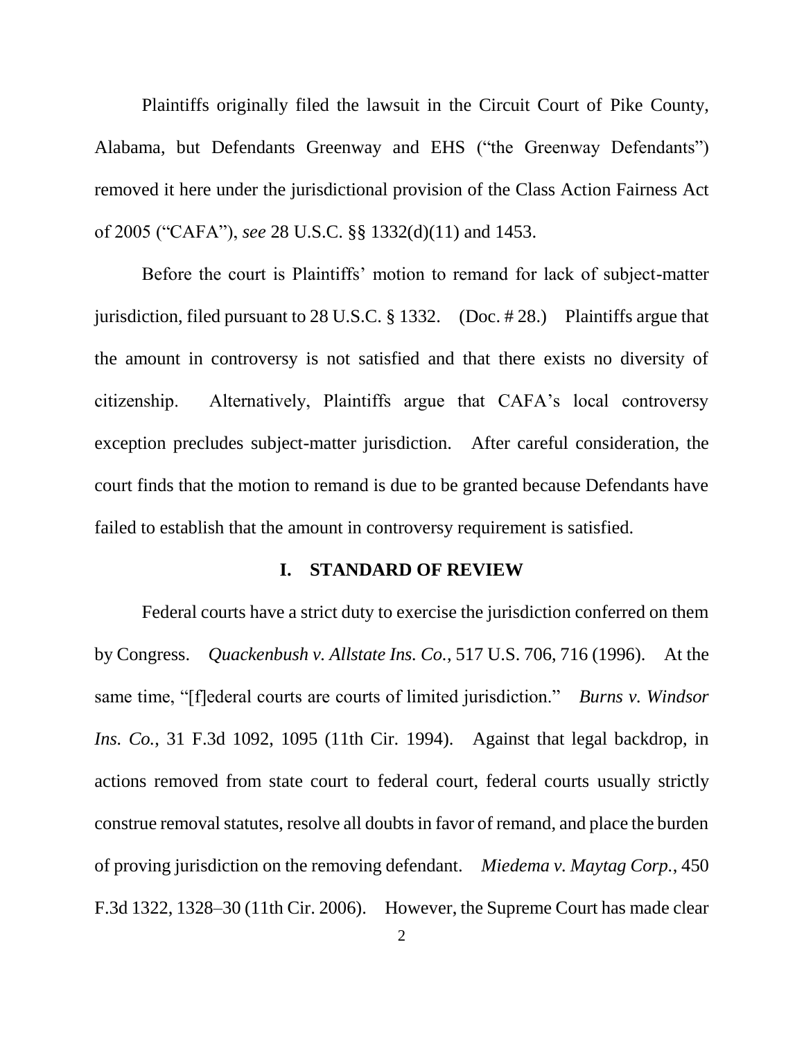Plaintiffs originally filed the lawsuit in the Circuit Court of Pike County, Alabama, but Defendants Greenway and EHS ("the Greenway Defendants") removed it here under the jurisdictional provision of the Class Action Fairness Act of 2005 ("CAFA"), *see* 28 U.S.C. §§ 1332(d)(11) and 1453.

Before the court is Plaintiffs' motion to remand for lack of subject-matter jurisdiction, filed pursuant to 28 U.S.C. § 1332. (Doc. # 28.) Plaintiffs argue that the amount in controversy is not satisfied and that there exists no diversity of citizenship. Alternatively, Plaintiffs argue that CAFA's local controversy exception precludes subject-matter jurisdiction. After careful consideration, the court finds that the motion to remand is due to be granted because Defendants have failed to establish that the amount in controversy requirement is satisfied.

## I. STANDARD OF REVIEW

Federal courts have a strict duty to exercise the jurisdiction conferred on them by Congress. *Quackenbush v. Allstate Ins. Co.*, 517 U.S. 706, 716 (1996). At the same time, "[f]ederal courts are courts of limited jurisdiction." *Burns v. Windsor Ins. Co.*, 31 F.3d 1092, 1095 (11th Cir. 1994). Against that legal backdrop, in actions removed from state court to federal court, federal courts usually strictly construe removal statutes, resolve all doubts in favor of remand, and place the burden of proving jurisdiction on the removing defendant. *Miedema v. Maytag Corp.*, 450 F.3d 1322, 1328–30 (11th Cir. 2006). However, the Supreme Court has made clear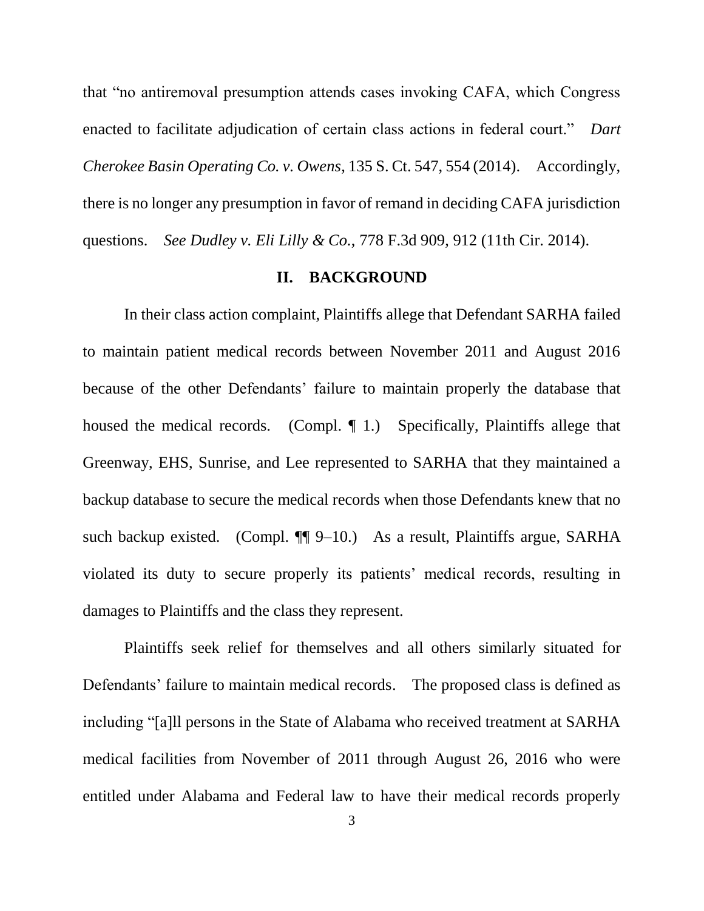that "no antiremoval presumption attends cases invoking CAFA, which Congress enacted to facilitate adjudication of certain class actions in federal court." *Dart Cherokee Basin Operating Co. v. Owens*, 135 S. Ct. 547, 554 (2014). Accordingly, there is no longer any presumption in favor of remand in deciding CAFA jurisdiction questions. *See Dudley v. Eli Lilly & Co.*, 778 F.3d 909, 912 (11th Cir. 2014).

## II. BACKGROUND

In their class action complaint, Plaintiffs allege that Defendant SARHA failed to maintain patient medical records between November 2011 and August 2016 because of the other Defendants' failure to maintain properly the database that housed the medical records. (Compl. ¶ 1.) Specifically, Plaintiffs allege that Greenway, EHS, Sunrise, and Lee represented to SARHA that they maintained a backup database to secure the medical records when those Defendants knew that no such backup existed. (Compl. ¶¶ 9–10.) As a result, Plaintiffs argue, SARHA violated its duty to secure properly its patients' medical records, resulting in damages to Plaintiffs and the class they represent.

Plaintiffs seek relief for themselves and all others similarly situated for Defendants' failure to maintain medical records. The proposed class is defined as including "[a]ll persons in the State of Alabama who received treatment at SARHA medical facilities from November of 2011 through August 26, 2016 who were entitled under Alabama and Federal law to have their medical records properly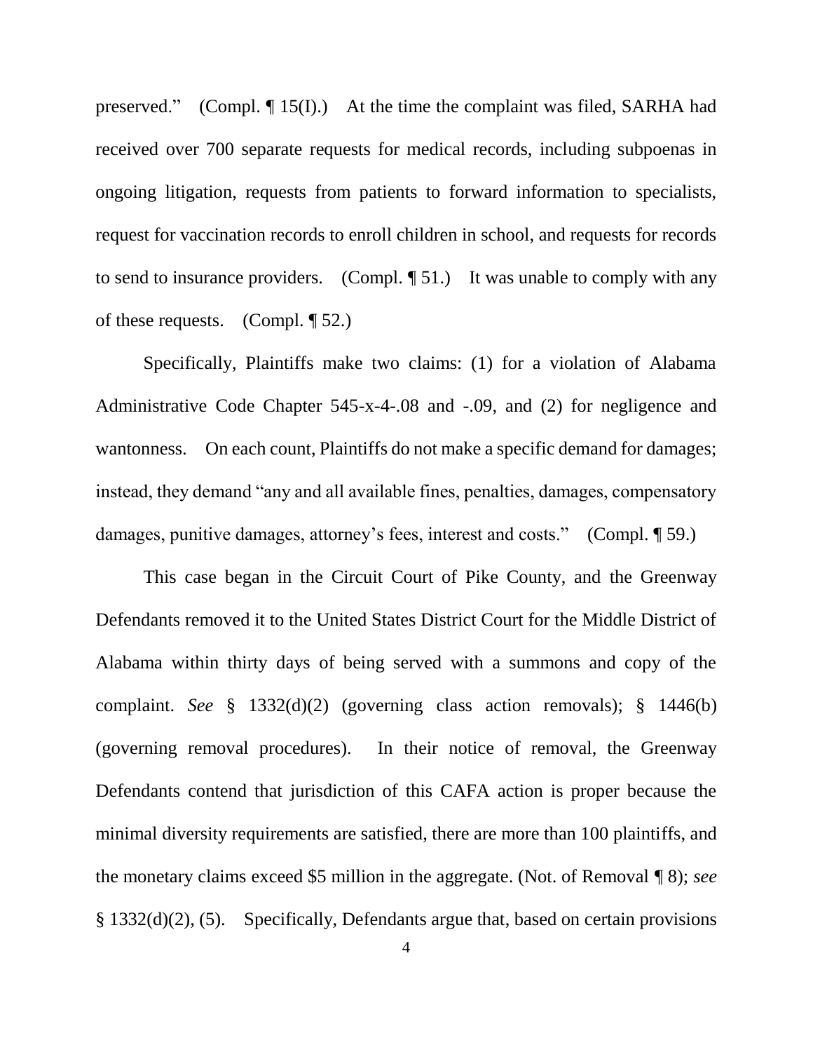preserved." (Compl. ¶ 15(I).) At the time the complaint was filed, SARHA had received over 700 separate requests for medical records, including subpoenas in ongoing litigation, requests from patients to forward information to specialists, request for vaccination records to enroll children in school, and requests for records to send to insurance providers. (Compl. ¶ 51.) It was unable to comply with any of these requests. (Compl. ¶ 52.)

Specifically, Plaintiffs make two claims: (1) for a violation of Alabama Administrative Code Chapter 545-x-4-.08 and -.09, and (2) for negligence and wantonness. On each count, Plaintiffs do not make a specific demand for damages; instead, they demand "any and all available fines, penalties, damages, compensatory damages, punitive damages, attorney's fees, interest and costs." (Compl. ¶ 59.)

This case began in the Circuit Court of Pike County, and the Greenway Defendants removed it to the United States District Court for the Middle District of Alabama within thirty days of being served with a summons and copy of the complaint. *See* § 1332(d)(2) (governing class action removals); § 1446(b) (governing removal procedures). In their notice of removal, the Greenway Defendants contend that jurisdiction of this CAFA action is proper because the minimal diversity requirements are satisfied, there are more than 100 plaintiffs, and the monetary claims exceed $5 million in the aggregate. (Not. of Removal ¶ 8); *see* § 1332(d)(2), (5). Specifically, Defendants argue that, based on certain provisions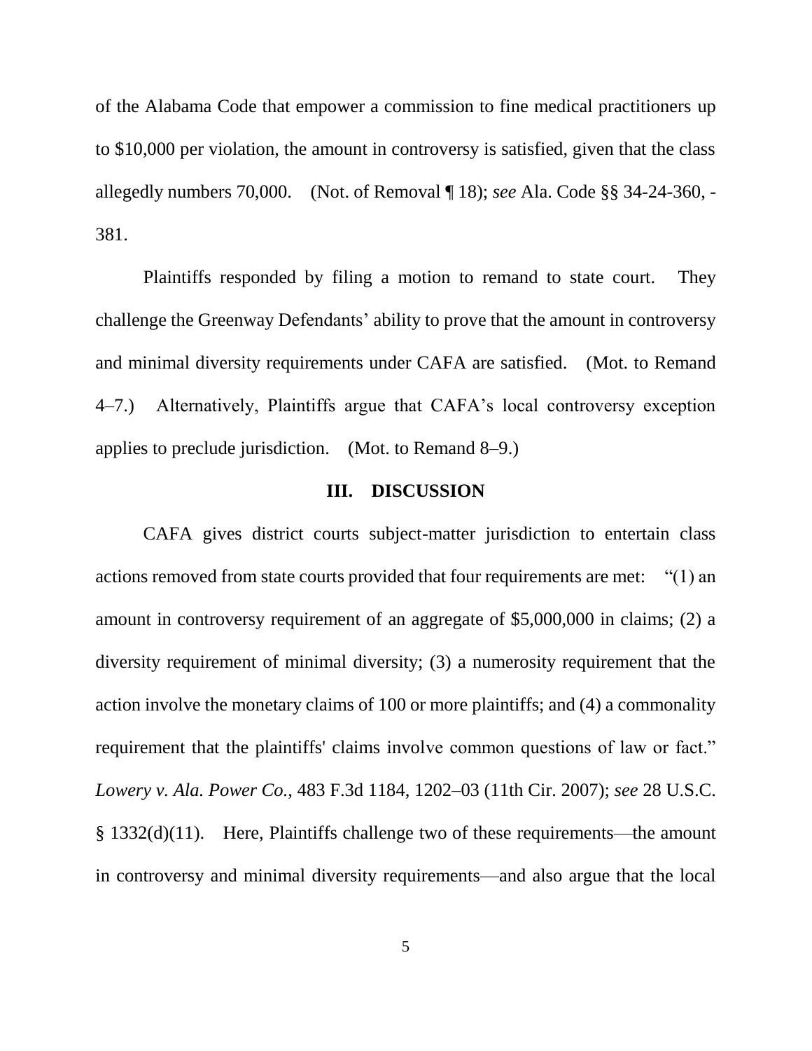of the Alabama Code that empower a commission to fine medical practitioners up to $10,000 per violation, the amount in controversy is satisfied, given that the class allegedly numbers 70,000. (Not. of Removal ¶ 18); *see* Ala. Code §§ 34-24-360, -381.

Plaintiffs responded by filing a motion to remand to state court. They challenge the Greenway Defendants' ability to prove that the amount in controversy and minimal diversity requirements under CAFA are satisfied. (Mot. to Remand 4–7.) Alternatively, Plaintiffs argue that CAFA's local controversy exception applies to preclude jurisdiction. (Mot. to Remand 8–9.)

## III. DISCUSSION

CAFA gives district courts subject-matter jurisdiction to entertain class actions removed from state courts provided that four requirements are met: "(1) an amount in controversy requirement of an aggregate of $5,000,000 in claims; (2) a diversity requirement of minimal diversity; (3) a numerosity requirement that the action involve the monetary claims of 100 or more plaintiffs; and (4) a commonality requirement that the plaintiffs' claims involve common questions of law or fact." *Lowery v. Ala. Power Co.*, 483 F.3d 1184, 1202–03 (11th Cir. 2007); *see* 28 U.S.C. § 1332(d)(11). Here, Plaintiffs challenge two of these requirements—the amount in controversy and minimal diversity requirements—and also argue that the local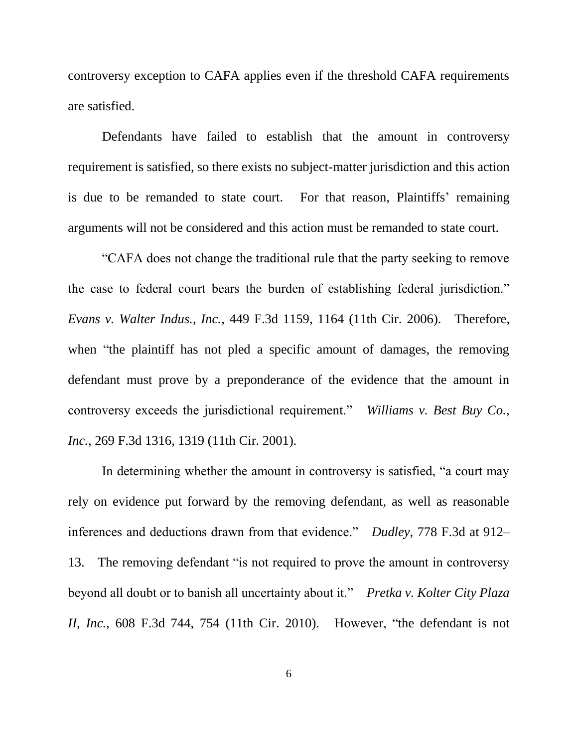controversy exception to CAFA applies even if the threshold CAFA requirements are satisfied.

Defendants have failed to establish that the amount in controversy requirement is satisfied, so there exists no subject-matter jurisdiction and this action is due to be remanded to state court. For that reason, Plaintiffs' remaining arguments will not be considered and this action must be remanded to state court.

"CAFA does not change the traditional rule that the party seeking to remove the case to federal court bears the burden of establishing federal jurisdiction." *Evans v. Walter Indus., Inc.*, 449 F.3d 1159, 1164 (11th Cir. 2006). Therefore, when "the plaintiff has not pled a specific amount of damages, the removing defendant must prove by a preponderance of the evidence that the amount in controversy exceeds the jurisdictional requirement." *Williams v. Best Buy Co., Inc.*, 269 F.3d 1316, 1319 (11th Cir. 2001).

In determining whether the amount in controversy is satisfied, "a court may rely on evidence put forward by the removing defendant, as well as reasonable inferences and deductions drawn from that evidence." *Dudley*, 778 F.3d at 912–13. The removing defendant "is not required to prove the amount in controversy beyond all doubt or to banish all uncertainty about it." *Pretka v. Kolter City Plaza II, Inc.*, 608 F.3d 744, 754 (11th Cir. 2010). However, "the defendant is not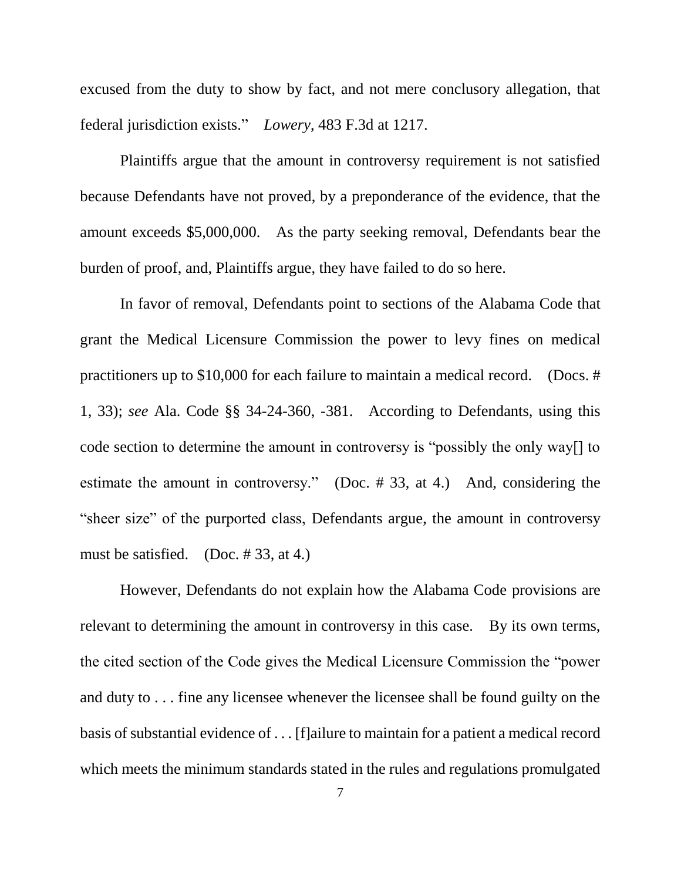excused from the duty to show by fact, and not mere conclusory allegation, that federal jurisdiction exists." *Lowery*, 483 F.3d at 1217.

Plaintiffs argue that the amount in controversy requirement is not satisfied because Defendants have not proved, by a preponderance of the evidence, that the amount exceeds $5,000,000. As the party seeking removal, Defendants bear the burden of proof, and, Plaintiffs argue, they have failed to do so here.

In favor of removal, Defendants point to sections of the Alabama Code that grant the Medical Licensure Commission the power to levy fines on medical practitioners up to $10,000 for each failure to maintain a medical record. (Docs. # 1, 33); *see* Ala. Code §§ 34-24-360, -381. According to Defendants, using this code section to determine the amount in controversy is "possibly the only way[] to estimate the amount in controversy." (Doc. # 33, at 4.) And, considering the "sheer size" of the purported class, Defendants argue, the amount in controversy must be satisfied. (Doc. # 33, at 4.)

However, Defendants do not explain how the Alabama Code provisions are relevant to determining the amount in controversy in this case. By its own terms, the cited section of the Code gives the Medical Licensure Commission the "power and duty to . . . fine any licensee whenever the licensee shall be found guilty on the basis of substantial evidence of . . . [f]ailure to maintain for a patient a medical record which meets the minimum standards stated in the rules and regulations promulgated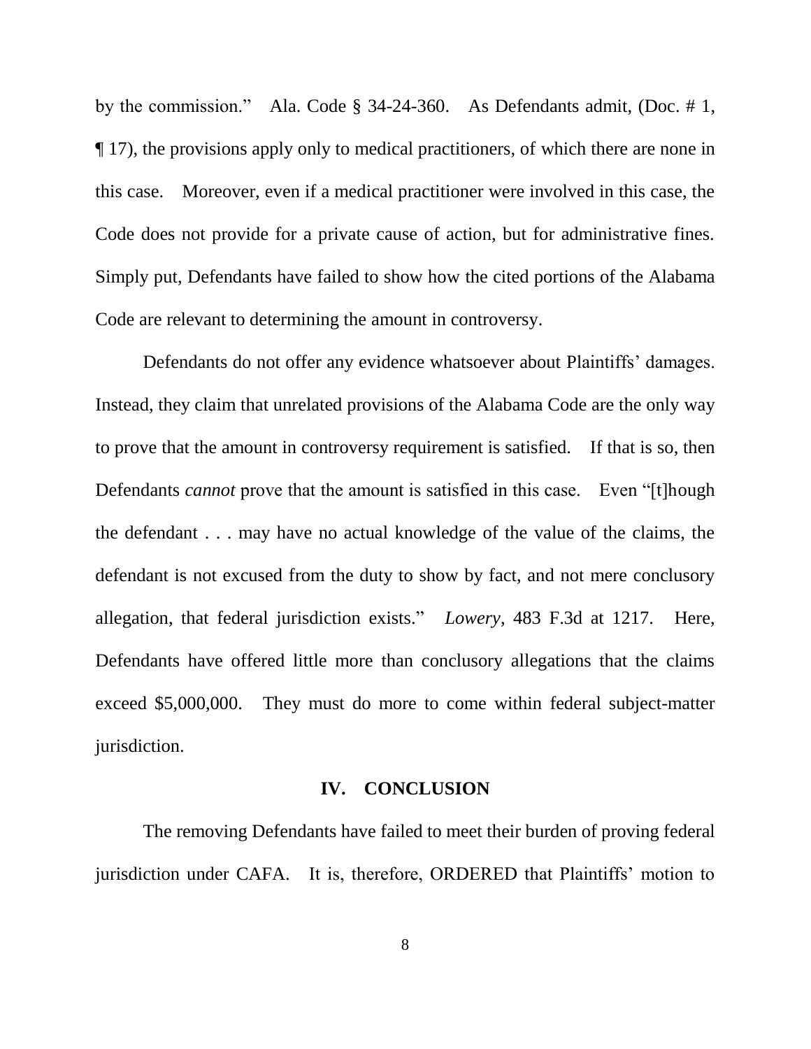by the commission." Ala. Code § 34-24-360. As Defendants admit, (Doc. # 1, ¶ 17), the provisions apply only to medical practitioners, of which there are none in this case. Moreover, even if a medical practitioner were involved in this case, the Code does not provide for a private cause of action, but for administrative fines. Simply put, Defendants have failed to show how the cited portions of the Alabama Code are relevant to determining the amount in controversy.

Defendants do not offer any evidence whatsoever about Plaintiffs' damages. Instead, they claim that unrelated provisions of the Alabama Code are the only way to prove that the amount in controversy requirement is satisfied. If that is so, then Defendants *cannot* prove that the amount is satisfied in this case. Even "[t]hough the defendant . . . may have no actual knowledge of the value of the claims, the defendant is not excused from the duty to show by fact, and not mere conclusory allegation, that federal jurisdiction exists." *Lowery*, 483 F.3d at 1217. Here, Defendants have offered little more than conclusory allegations that the claims exceed $5,000,000. They must do more to come within federal subject-matter jurisdiction.

## IV. CONCLUSION

The removing Defendants have failed to meet their burden of proving federal jurisdiction under CAFA. It is, therefore, ORDERED that Plaintiffs' motion to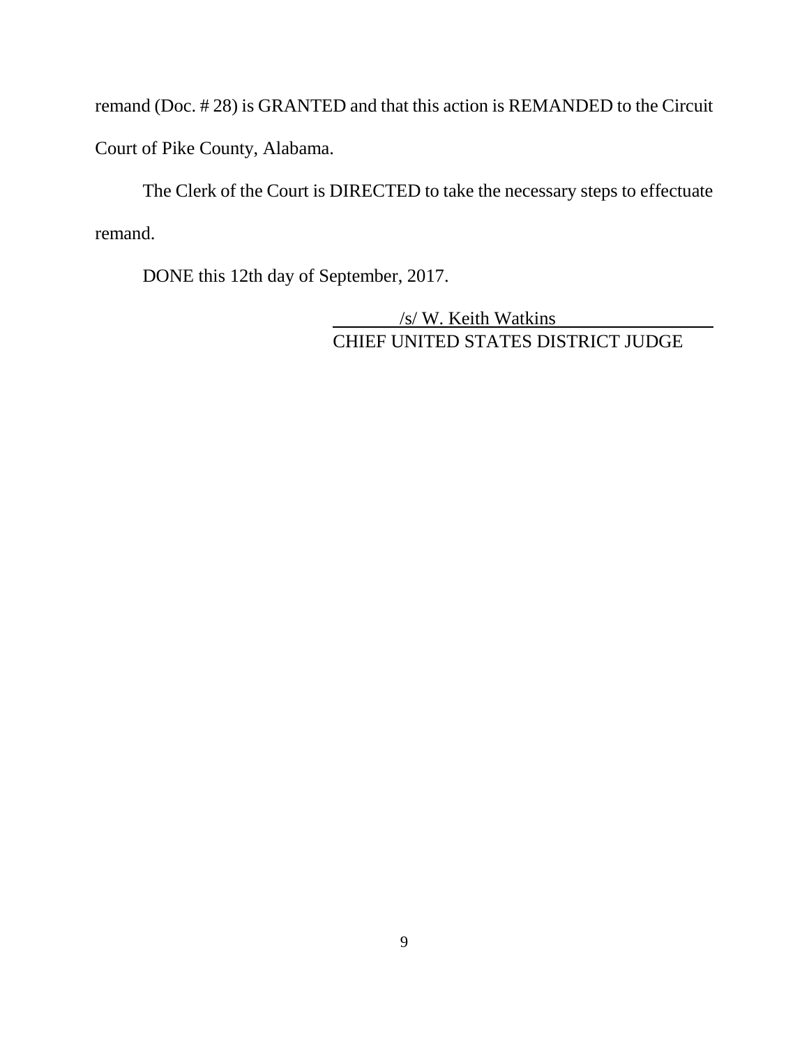remand (Doc. # 28) is GRANTED and that this action is REMANDED to the Circuit Court of Pike County, Alabama.

The Clerk of the Court is DIRECTED to take the necessary steps to effectuate remand.

DONE this 12th day of September, 2017.

/s/ W. Keith Watkins
CHIEF UNITED STATES DISTRICT JUDGE